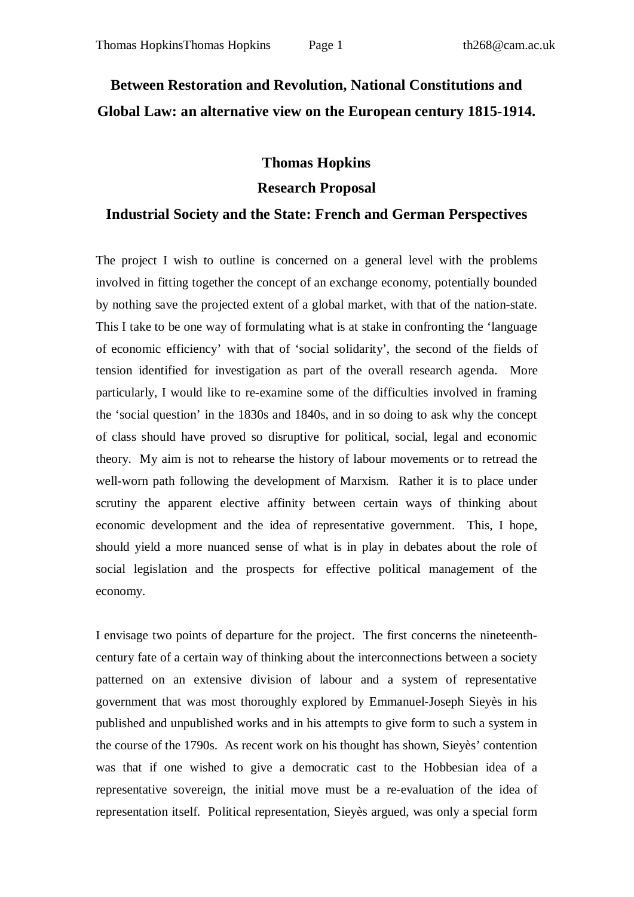# Between Restoration and Revolution, National Constitutions and Global Law: an alternative view on the European century 1815-1914.

## Thomas Hopkins

## Research Proposal

## Industrial Society and the State: French and German Perspectives

The project I wish to outline is concerned on a general level with the problems involved in fitting together the concept of an exchange economy, potentially bounded by nothing save the projected extent of a global market, with that of the nation-state. This I take to be one way of formulating what is at stake in confronting the 'language of economic efficiency' with that of 'social solidarity', the second of the fields of tension identified for investigation as part of the overall research agenda. More particularly, I would like to re-examine some of the difficulties involved in framing the 'social question' in the 1830s and 1840s, and in so doing to ask why the concept of class should have proved so disruptive for political, social, legal and economic theory. My aim is not to rehearse the history of labour movements or to retread the well-worn path following the development of Marxism. Rather it is to place under scrutiny the apparent elective affinity between certain ways of thinking about economic development and the idea of representative government. This, I hope, should yield a more nuanced sense of what is in play in debates about the role of social legislation and the prospects for effective political management of the economy.

I envisage two points of departure for the project. The first concerns the nineteenth-century fate of a certain way of thinking about the interconnections between a society patterned on an extensive division of labour and a system of representative government that was most thoroughly explored by Emmanuel-Joseph Sieyès in his published and unpublished works and in his attempts to give form to such a system in the course of the 1790s. As recent work on his thought has shown, Sieyès' contention was that if one wished to give a democratic cast to the Hobbesian idea of a representative sovereign, the initial move must be a re-evaluation of the idea of representation itself. Political representation, Sieyès argued, was only a special form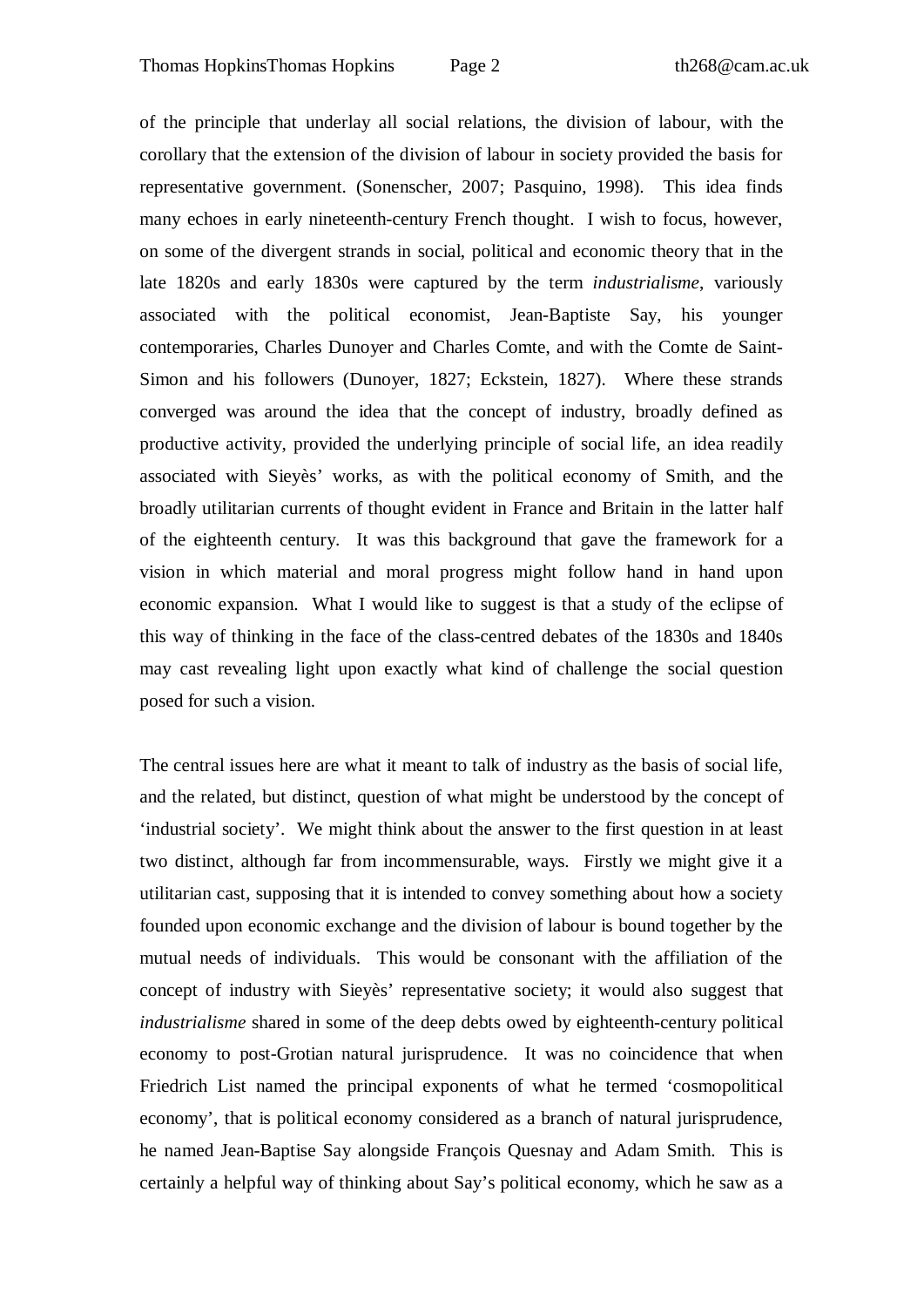of the principle that underlay all social relations, the division of labour, with the corollary that the extension of the division of labour in society provided the basis for representative government. (Sonenscher, 2007; Pasquino, 1998). This idea finds many echoes in early nineteenth-century French thought. I wish to focus, however, on some of the divergent strands in social, political and economic theory that in the late 1820s and early 1830s were captured by the term *industrialisme*, variously associated with the political economist, Jean-Baptiste Say, his younger contemporaries, Charles Dunoyer and Charles Comte, and with the Comte de Saint-Simon and his followers (Dunoyer, 1827; Eckstein, 1827). Where these strands converged was around the idea that the concept of industry, broadly defined as productive activity, provided the underlying principle of social life, an idea readily associated with Sieyès' works, as with the political economy of Smith, and the broadly utilitarian currents of thought evident in France and Britain in the latter half of the eighteenth century. It was this background that gave the framework for a vision in which material and moral progress might follow hand in hand upon economic expansion. What I would like to suggest is that a study of the eclipse of this way of thinking in the face of the class-centred debates of the 1830s and 1840s may cast revealing light upon exactly what kind of challenge the social question posed for such a vision.

The central issues here are what it meant to talk of industry as the basis of social life, and the related, but distinct, question of what might be understood by the concept of 'industrial society'. We might think about the answer to the first question in at least two distinct, although far from incommensurable, ways. Firstly we might give it a utilitarian cast, supposing that it is intended to convey something about how a society founded upon economic exchange and the division of labour is bound together by the mutual needs of individuals. This would be consonant with the affiliation of the concept of industry with Sieyès' representative society; it would also suggest that *industrialisme* shared in some of the deep debts owed by eighteenth-century political economy to post-Grotian natural jurisprudence. It was no coincidence that when Friedrich List named the principal exponents of what he termed 'cosmopolitical economy', that is political economy considered as a branch of natural jurisprudence, he named Jean-Baptise Say alongside François Quesnay and Adam Smith. This is certainly a helpful way of thinking about Say's political economy, which he saw as a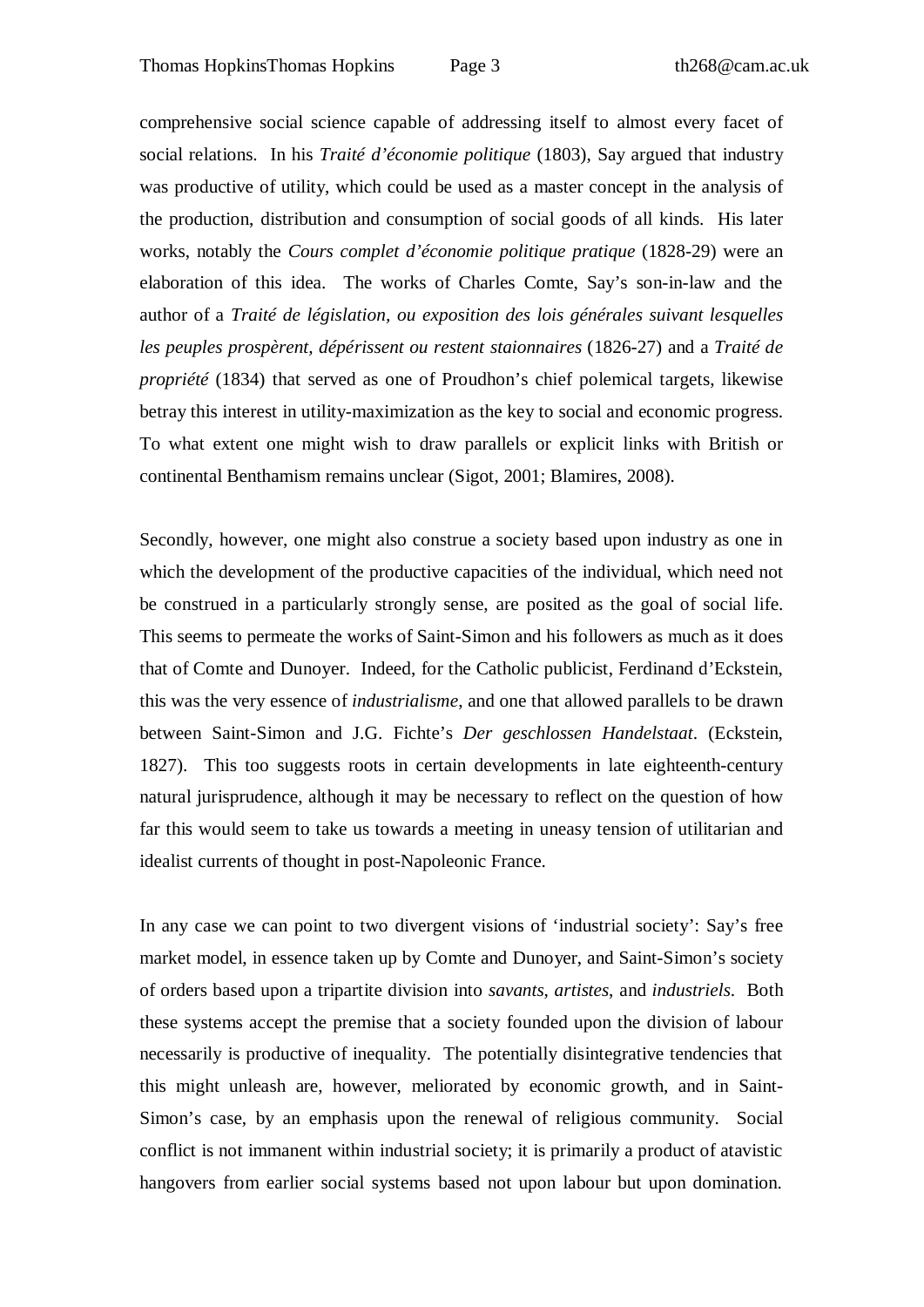comprehensive social science capable of addressing itself to almost every facet of social relations. In his *Traité d'économie politique* (1803), Say argued that industry was productive of utility, which could be used as a master concept in the analysis of the production, distribution and consumption of social goods of all kinds. His later works, notably the *Cours complet d'économie politique pratique* (1828-29) were an elaboration of this idea. The works of Charles Comte, Say's son-in-law and the author of a *Traité de législation, ou exposition des lois générales suivant lesquelles les peuples prospèrent, dépérissent ou restent staionnaires* (1826-27) and a *Traité de propriété* (1834) that served as one of Proudhon's chief polemical targets, likewise betray this interest in utility-maximization as the key to social and economic progress. To what extent one might wish to draw parallels or explicit links with British or continental Benthamism remains unclear (Sigot, 2001; Blamires, 2008).

Secondly, however, one might also construe a society based upon industry as one in which the development of the productive capacities of the individual, which need not be construed in a particularly strongly sense, are posited as the goal of social life. This seems to permeate the works of Saint-Simon and his followers as much as it does that of Comte and Dunoyer. Indeed, for the Catholic publicist, Ferdinand d'Eckstein, this was the very essence of *industrialisme*, and one that allowed parallels to be drawn between Saint-Simon and J.G. Fichte's *Der geschlossen Handelstaat*. (Eckstein, 1827). This too suggests roots in certain developments in late eighteenth-century natural jurisprudence, although it may be necessary to reflect on the question of how far this would seem to take us towards a meeting in uneasy tension of utilitarian and idealist currents of thought in post-Napoleonic France.

In any case we can point to two divergent visions of 'industrial society': Say's free market model, in essence taken up by Comte and Dunoyer, and Saint-Simon's society of orders based upon a tripartite division into *savants*, *artistes*, and *industriels*. Both these systems accept the premise that a society founded upon the division of labour necessarily is productive of inequality. The potentially disintegrative tendencies that this might unleash are, however, meliorated by economic growth, and in Saint-Simon's case, by an emphasis upon the renewal of religious community. Social conflict is not immanent within industrial society; it is primarily a product of atavistic hangovers from earlier social systems based not upon labour but upon domination.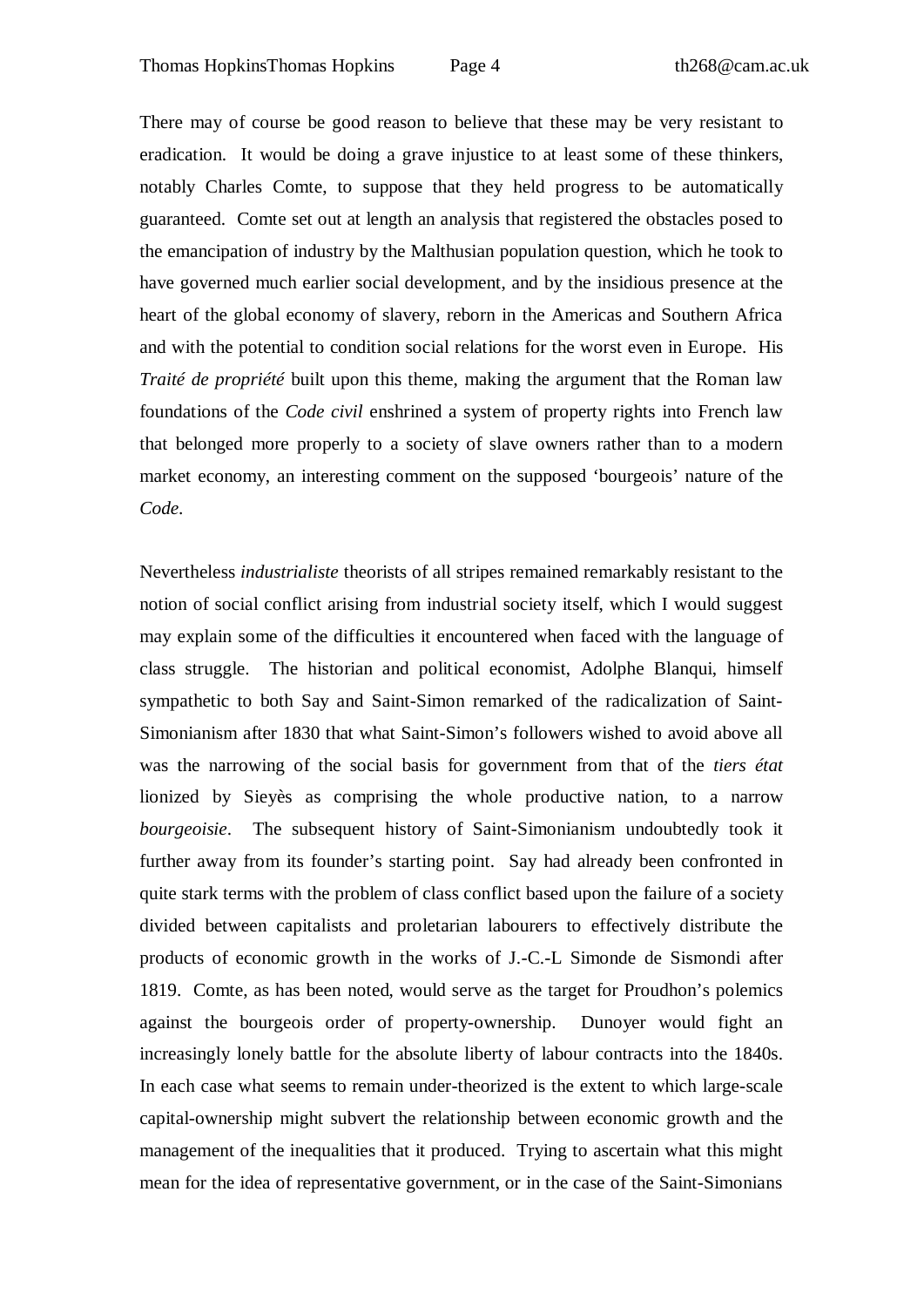There may of course be good reason to believe that these may be very resistant to eradication. It would be doing a grave injustice to at least some of these thinkers, notably Charles Comte, to suppose that they held progress to be automatically guaranteed. Comte set out at length an analysis that registered the obstacles posed to the emancipation of industry by the Malthusian population question, which he took to have governed much earlier social development, and by the insidious presence at the heart of the global economy of slavery, reborn in the Americas and Southern Africa and with the potential to condition social relations for the worst even in Europe. His *Traité de propriété* built upon this theme, making the argument that the Roman law foundations of the *Code civil* enshrined a system of property rights into French law that belonged more properly to a society of slave owners rather than to a modern market economy, an interesting comment on the supposed 'bourgeois' nature of the *Code*.

Nevertheless *industrialiste* theorists of all stripes remained remarkably resistant to the notion of social conflict arising from industrial society itself, which I would suggest may explain some of the difficulties it encountered when faced with the language of class struggle. The historian and political economist, Adolphe Blanqui, himself sympathetic to both Say and Saint-Simon remarked of the radicalization of Saint-Simonianism after 1830 that what Saint-Simon's followers wished to avoid above all was the narrowing of the social basis for government from that of the *tiers état* lionized by Sieyès as comprising the whole productive nation, to a narrow *bourgeoisie*. The subsequent history of Saint-Simonianism undoubtedly took it further away from its founder's starting point. Say had already been confronted in quite stark terms with the problem of class conflict based upon the failure of a society divided between capitalists and proletarian labourers to effectively distribute the products of economic growth in the works of J.-C.-L Simonde de Sismondi after 1819. Comte, as has been noted, would serve as the target for Proudhon's polemics against the bourgeois order of property-ownership. Dunoyer would fight an increasingly lonely battle for the absolute liberty of labour contracts into the 1840s. In each case what seems to remain under-theorized is the extent to which large-scale capital-ownership might subvert the relationship between economic growth and the management of the inequalities that it produced. Trying to ascertain what this might mean for the idea of representative government, or in the case of the Saint-Simonians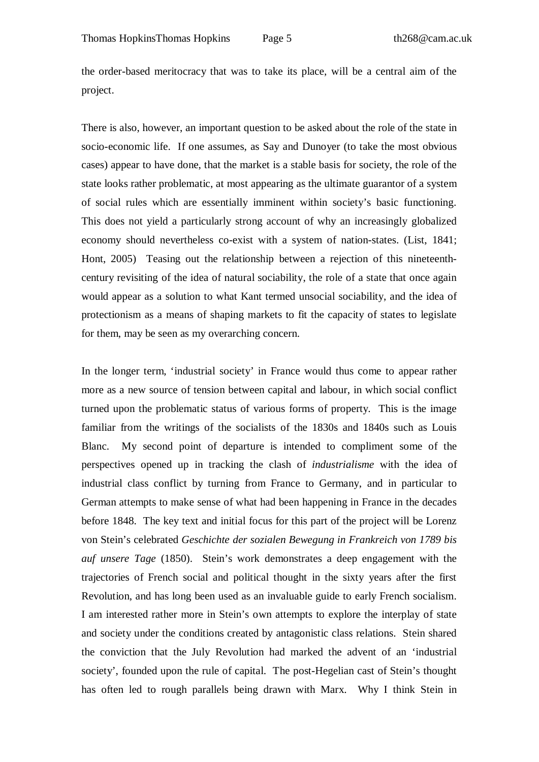the order-based meritocracy that was to take its place, will be a central aim of the project.

There is also, however, an important question to be asked about the role of the state in socio-economic life. If one assumes, as Say and Dunoyer (to take the most obvious cases) appear to have done, that the market is a stable basis for society, the role of the state looks rather problematic, at most appearing as the ultimate guarantor of a system of social rules which are essentially imminent within society's basic functioning. This does not yield a particularly strong account of why an increasingly globalized economy should nevertheless co-exist with a system of nation-states. (List, 1841; Hont, 2005) Teasing out the relationship between a rejection of this nineteenth-century revisiting of the idea of natural sociability, the role of a state that once again would appear as a solution to what Kant termed unsocial sociability, and the idea of protectionism as a means of shaping markets to fit the capacity of states to legislate for them, may be seen as my overarching concern.

In the longer term, 'industrial society' in France would thus come to appear rather more as a new source of tension between capital and labour, in which social conflict turned upon the problematic status of various forms of property. This is the image familiar from the writings of the socialists of the 1830s and 1840s such as Louis Blanc. My second point of departure is intended to compliment some of the perspectives opened up in tracking the clash of *industrialisme* with the idea of industrial class conflict by turning from France to Germany, and in particular to German attempts to make sense of what had been happening in France in the decades before 1848. The key text and initial focus for this part of the project will be Lorenz von Stein's celebrated *Geschichte der sozialen Bewegung in Frankreich von 1789 bis auf unsere Tage* (1850). Stein's work demonstrates a deep engagement with the trajectories of French social and political thought in the sixty years after the first Revolution, and has long been used as an invaluable guide to early French socialism. I am interested rather more in Stein's own attempts to explore the interplay of state and society under the conditions created by antagonistic class relations. Stein shared the conviction that the July Revolution had marked the advent of an 'industrial society', founded upon the rule of capital. The post-Hegelian cast of Stein's thought has often led to rough parallels being drawn with Marx. Why I think Stein in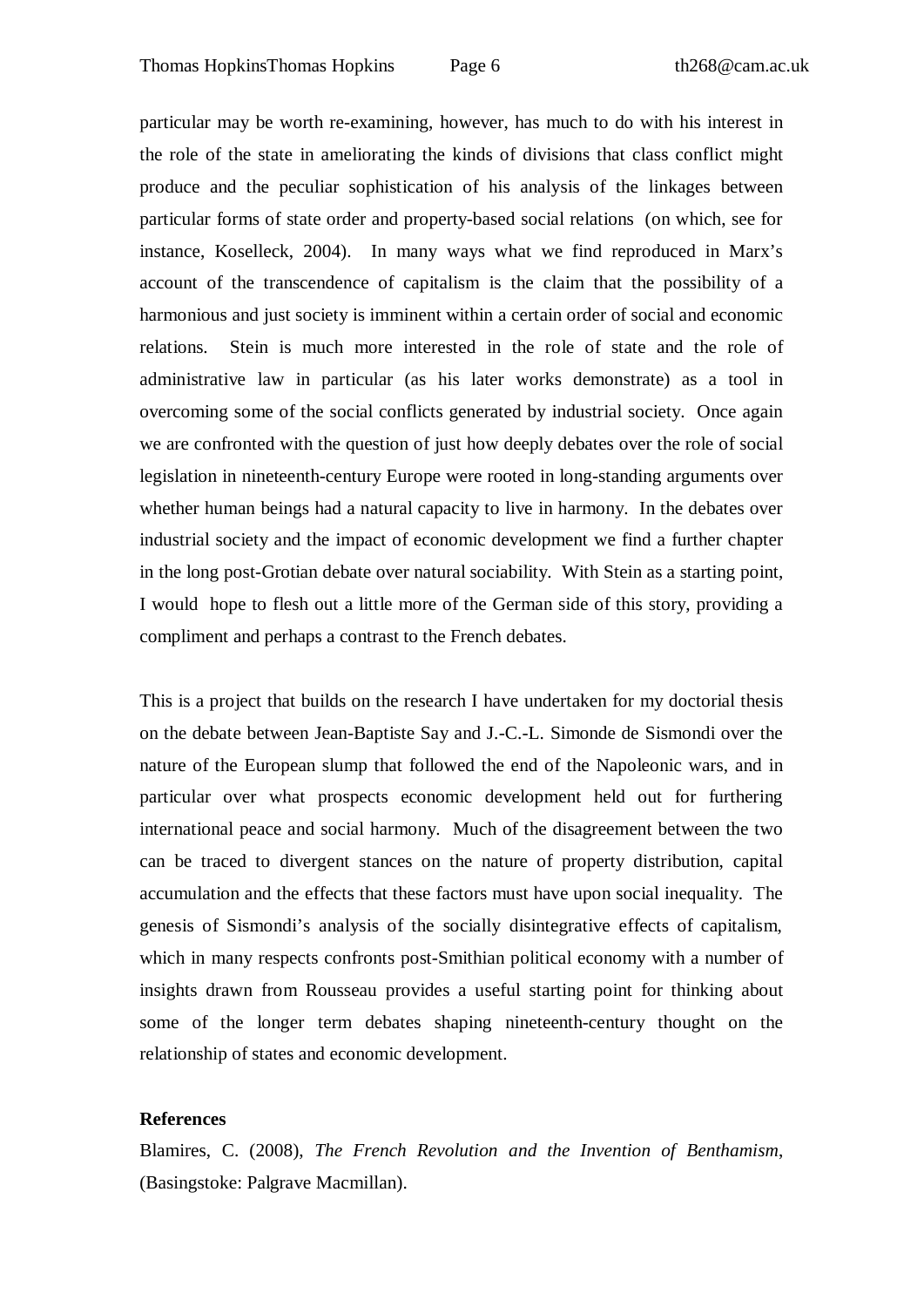particular may be worth re-examining, however, has much to do with his interest in the role of the state in ameliorating the kinds of divisions that class conflict might produce and the peculiar sophistication of his analysis of the linkages between particular forms of state order and property-based social relations (on which, see for instance, Koselleck, 2004). In many ways what we find reproduced in Marx's account of the transcendence of capitalism is the claim that the possibility of a harmonious and just society is imminent within a certain order of social and economic relations. Stein is much more interested in the role of state and the role of administrative law in particular (as his later works demonstrate) as a tool in overcoming some of the social conflicts generated by industrial society. Once again we are confronted with the question of just how deeply debates over the role of social legislation in nineteenth-century Europe were rooted in long-standing arguments over whether human beings had a natural capacity to live in harmony. In the debates over industrial society and the impact of economic development we find a further chapter in the long post-Grotian debate over natural sociability. With Stein as a starting point, I would hope to flesh out a little more of the German side of this story, providing a compliment and perhaps a contrast to the French debates.

This is a project that builds on the research I have undertaken for my doctorial thesis on the debate between Jean-Baptiste Say and J.-C.-L. Simonde de Sismondi over the nature of the European slump that followed the end of the Napoleonic wars, and in particular over what prospects economic development held out for furthering international peace and social harmony. Much of the disagreement between the two can be traced to divergent stances on the nature of property distribution, capital accumulation and the effects that these factors must have upon social inequality. The genesis of Sismondi's analysis of the socially disintegrative effects of capitalism, which in many respects confronts post-Smithian political economy with a number of insights drawn from Rousseau provides a useful starting point for thinking about some of the longer term debates shaping nineteenth-century thought on the relationship of states and economic development.

**References**

Blamires, C. (2008), *The French Revolution and the Invention of Benthamism*, (Basingstoke: Palgrave Macmillan).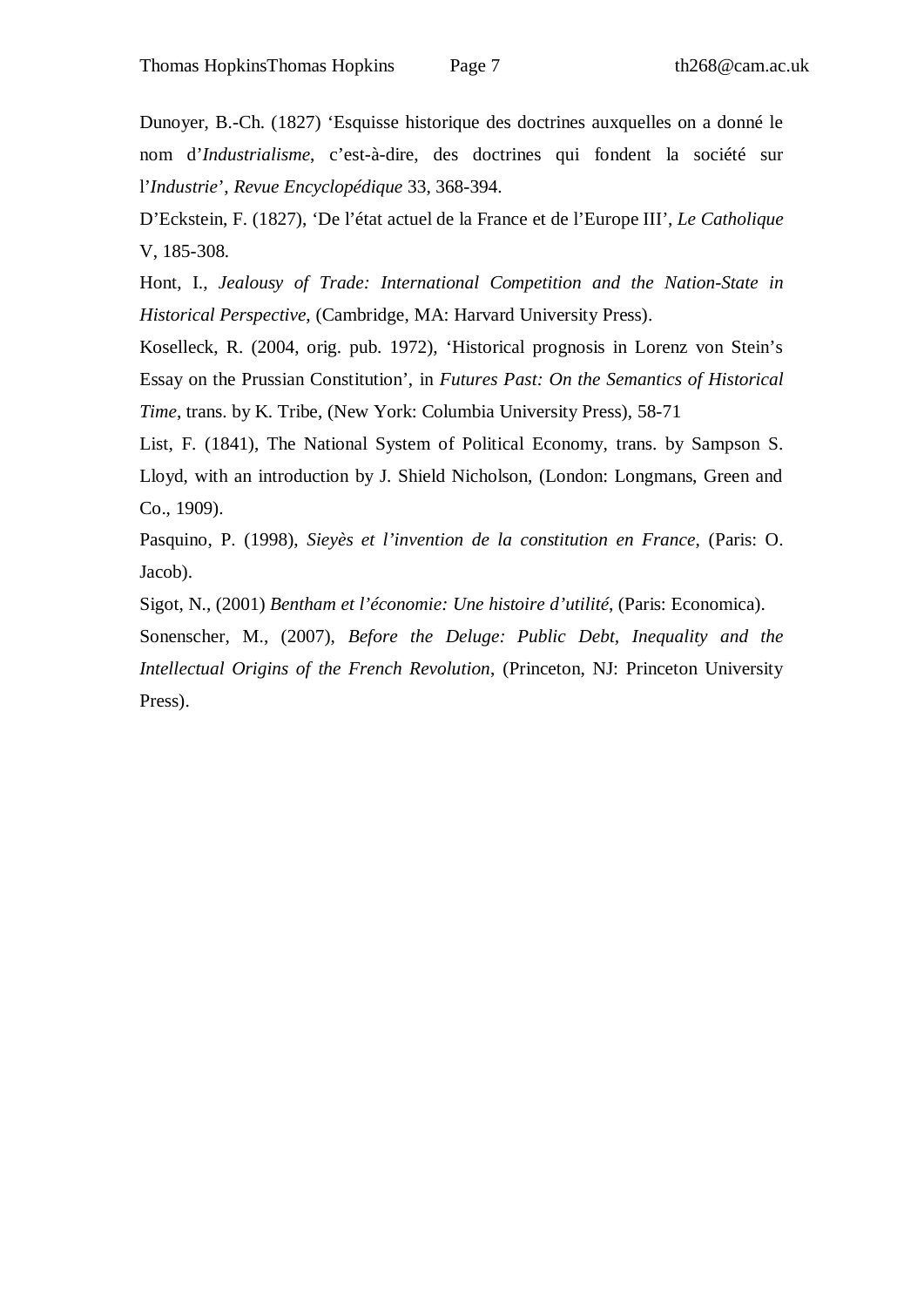Dunoyer, B.-Ch. (1827) ‘Esquisse historique des doctrines auxquelles on a donné le nom d’*Industrialisme*, c’est-à-dire, des doctrines qui fondent la société sur l’*Industrie*’, *Revue Encyclopédique* 33, 368-394.

D’Eckstein, F. (1827), ‘De l’état actuel de la France et de l’Europe III’, *Le Catholique* V, 185-308.

Hont, I., *Jealousy of Trade: International Competition and the Nation-State in Historical Perspective*, (Cambridge, MA: Harvard University Press).

Koselleck, R. (2004, orig. pub. 1972), ‘Historical prognosis in Lorenz von Stein’s Essay on the Prussian Constitution’, in *Futures Past: On the Semantics of Historical Time*, trans. by K. Tribe, (New York: Columbia University Press), 58-71

List, F. (1841), The National System of Political Economy, trans. by Sampson S. Lloyd, with an introduction by J. Shield Nicholson, (London: Longmans, Green and Co., 1909).

Pasquino, P. (1998), *Sieyès et l’invention de la constitution en France*, (Paris: O. Jacob).

Sigot, N., (2001) *Bentham et l’économie: Une histoire d’utilité*, (Paris: Economica).

Sonenscher, M., (2007), *Before the Deluge: Public Debt, Inequality and the Intellectual Origins of the French Revolution*, (Princeton, NJ: Princeton University Press).